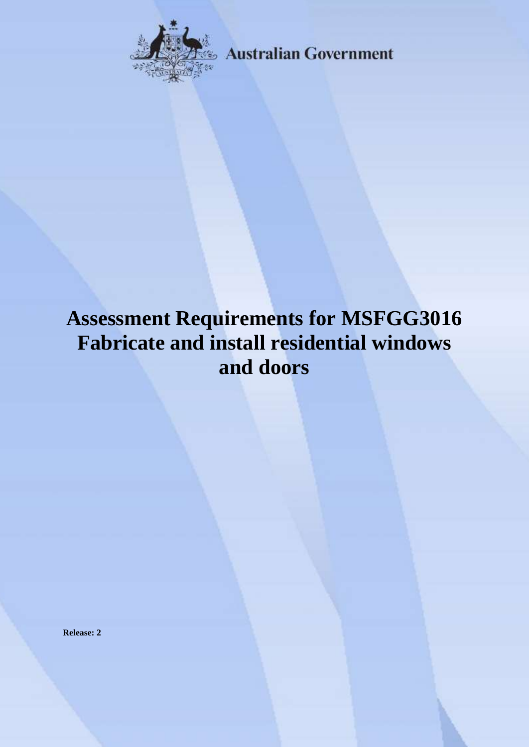Australian Government

# Assessment Requirements for MSFGG3016 Fabricate and install residential windows and doors

**Release: 2**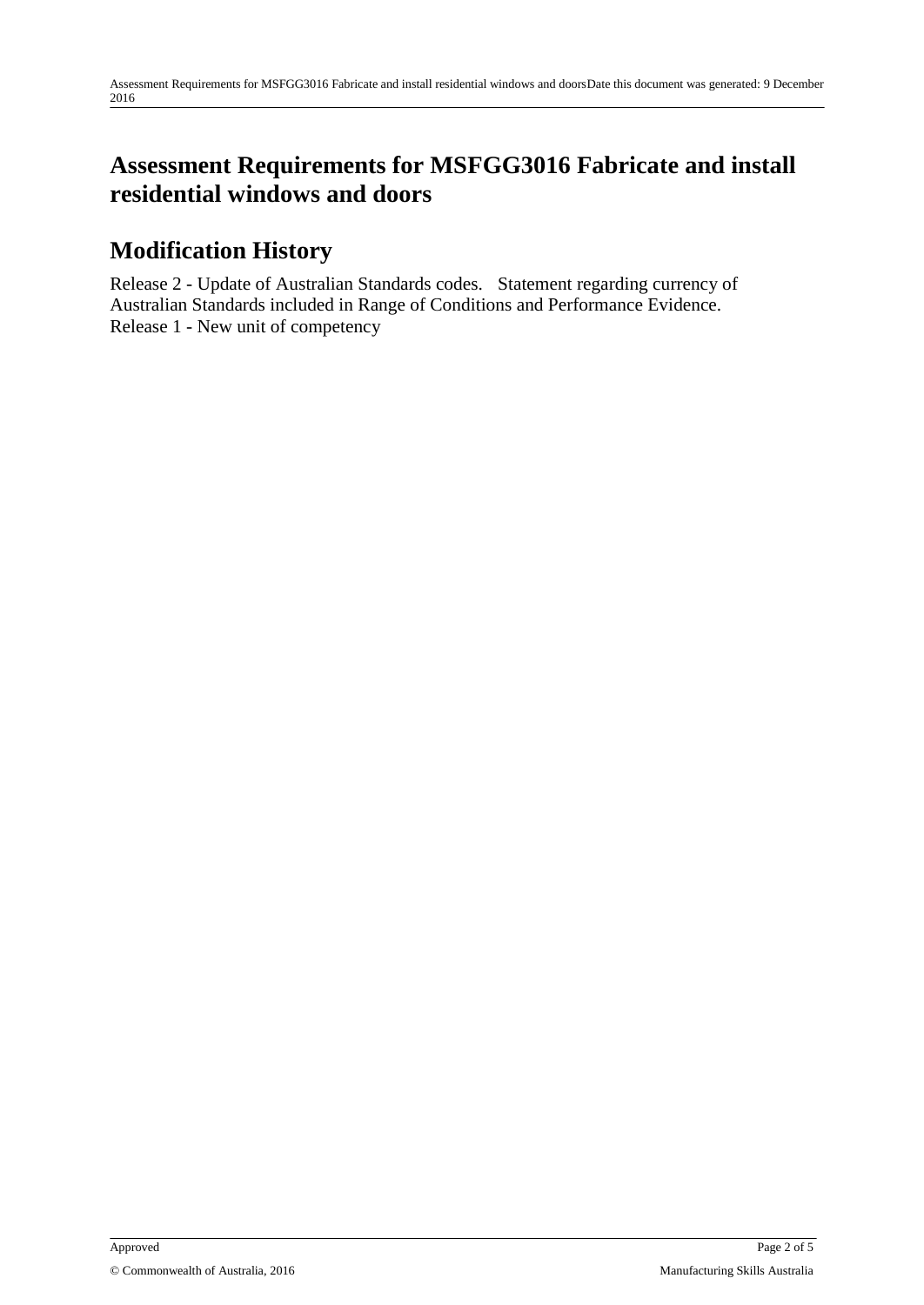# Assessment Requirements for MSFGG3016 Fabricate and install residential windows and doors

## Modification History

Release 2 - Update of Australian Standards codes. Statement regarding currency of Australian Standards included in Range of Conditions and Performance Evidence.
Release 1 - New unit of competency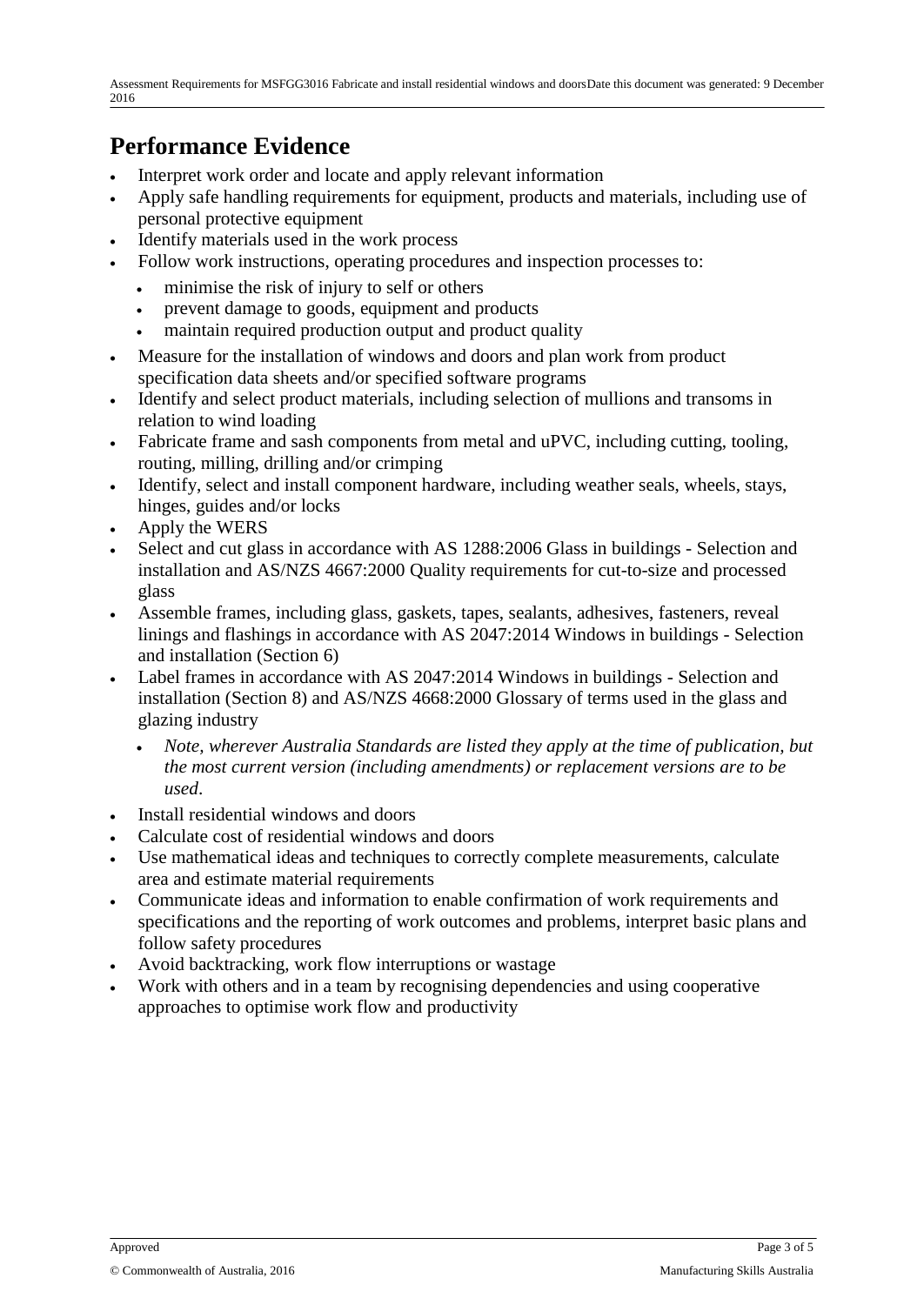## Performance Evidence

- Interpret work order and locate and apply relevant information
- Apply safe handling requirements for equipment, products and materials, including use of personal protective equipment
- Identify materials used in the work process
- Follow work instructions, operating procedures and inspection processes to:
  - minimise the risk of injury to self or others
  - prevent damage to goods, equipment and products
  - maintain required production output and product quality
- Measure for the installation of windows and doors and plan work from product specification data sheets and/or specified software programs
- Identify and select product materials, including selection of mullions and transoms in relation to wind loading
- Fabricate frame and sash components from metal and uPVC, including cutting, tooling, routing, milling, drilling and/or crimping
- Identify, select and install component hardware, including weather seals, wheels, stays, hinges, guides and/or locks
- Apply the WERS
- Select and cut glass in accordance with AS 1288:2006 Glass in buildings - Selection and installation and AS/NZS 4667:2000 Quality requirements for cut-to-size and processed glass
- Assemble frames, including glass, gaskets, tapes, sealants, adhesives, fasteners, reveal linings and flashings in accordance with AS 2047:2014 Windows in buildings - Selection and installation (Section 6)
- Label frames in accordance with AS 2047:2014 Windows in buildings - Selection and installation (Section 8) and AS/NZS 4668:2000 Glossary of terms used in the glass and glazing industry
  - *Note, wherever Australia Standards are listed they apply at the time of publication, but the most current version (including amendments) or replacement versions are to be used.*
- Install residential windows and doors
- Calculate cost of residential windows and doors
- Use mathematical ideas and techniques to correctly complete measurements, calculate area and estimate material requirements
- Communicate ideas and information to enable confirmation of work requirements and specifications and the reporting of work outcomes and problems, interpret basic plans and follow safety procedures
- Avoid backtracking, work flow interruptions or wastage
- Work with others and in a team by recognising dependencies and using cooperative approaches to optimise work flow and productivity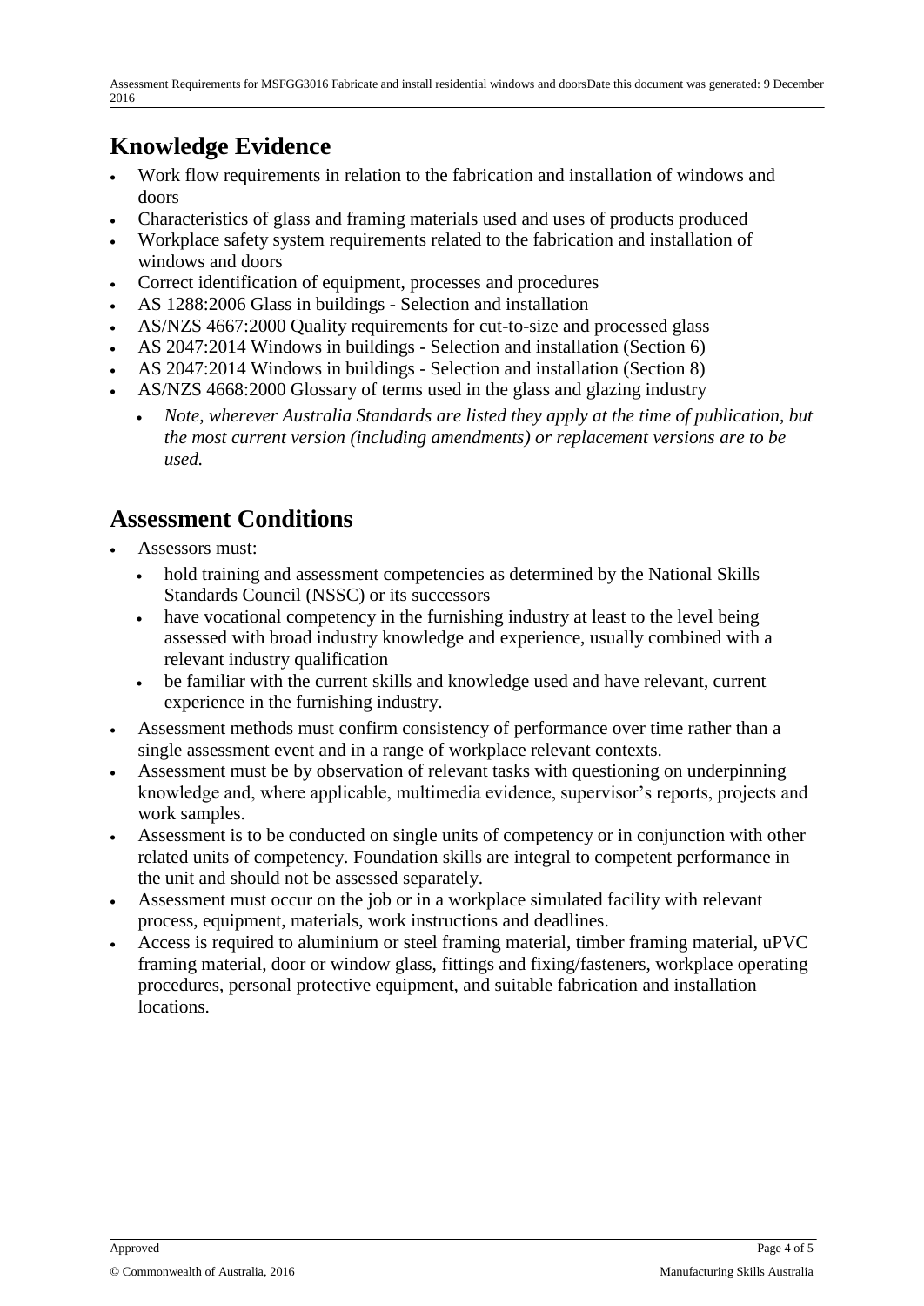## Knowledge Evidence

- Work flow requirements in relation to the fabrication and installation of windows and doors
- Characteristics of glass and framing materials used and uses of products produced
- Workplace safety system requirements related to the fabrication and installation of windows and doors
- Correct identification of equipment, processes and procedures
- AS 1288:2006 Glass in buildings - Selection and installation
- AS/NZS 4667:2000 Quality requirements for cut-to-size and processed glass
- AS 2047:2014 Windows in buildings - Selection and installation (Section 6)
- AS 2047:2014 Windows in buildings - Selection and installation (Section 8)
- AS/NZS 4668:2000 Glossary of terms used in the glass and glazing industry
  - *Note, wherever Australia Standards are listed they apply at the time of publication, but the most current version (including amendments) or replacement versions are to be used.*

## Assessment Conditions

- Assessors must:
  - hold training and assessment competencies as determined by the National Skills Standards Council (NSSC) or its successors
  - have vocational competency in the furnishing industry at least to the level being assessed with broad industry knowledge and experience, usually combined with a relevant industry qualification
  - be familiar with the current skills and knowledge used and have relevant, current experience in the furnishing industry.
- Assessment methods must confirm consistency of performance over time rather than a single assessment event and in a range of workplace relevant contexts.
- Assessment must be by observation of relevant tasks with questioning on underpinning knowledge and, where applicable, multimedia evidence, supervisor's reports, projects and work samples.
- Assessment is to be conducted on single units of competency or in conjunction with other related units of competency. Foundation skills are integral to competent performance in the unit and should not be assessed separately.
- Assessment must occur on the job or in a workplace simulated facility with relevant process, equipment, materials, work instructions and deadlines.
- Access is required to aluminium or steel framing material, timber framing material, uPVC framing material, door or window glass, fittings and fixing/fasteners, workplace operating procedures, personal protective equipment, and suitable fabrication and installation locations.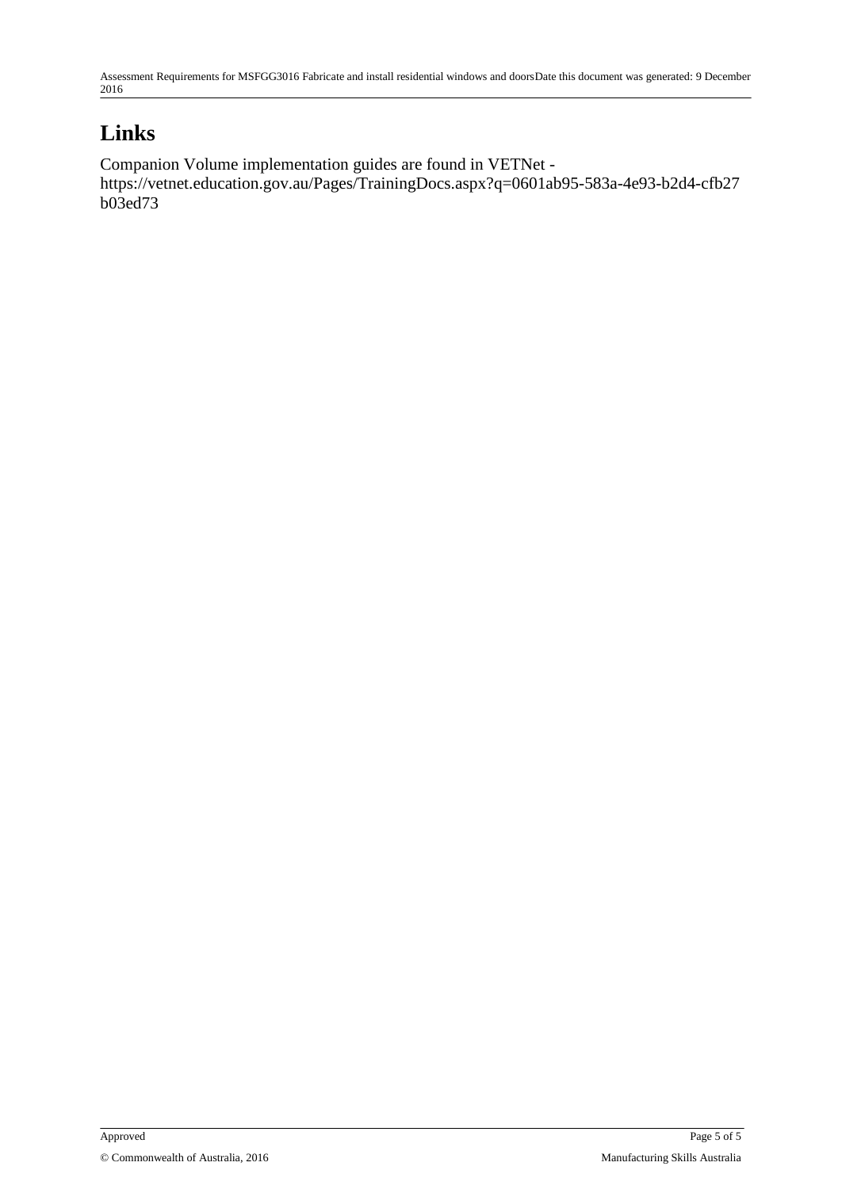# Links

Companion Volume implementation guides are found in VETNet - https://vetnet.education.gov.au/Pages/TrainingDocs.aspx?q=0601ab95-583a-4e93-b2d4-cfb27b03ed73